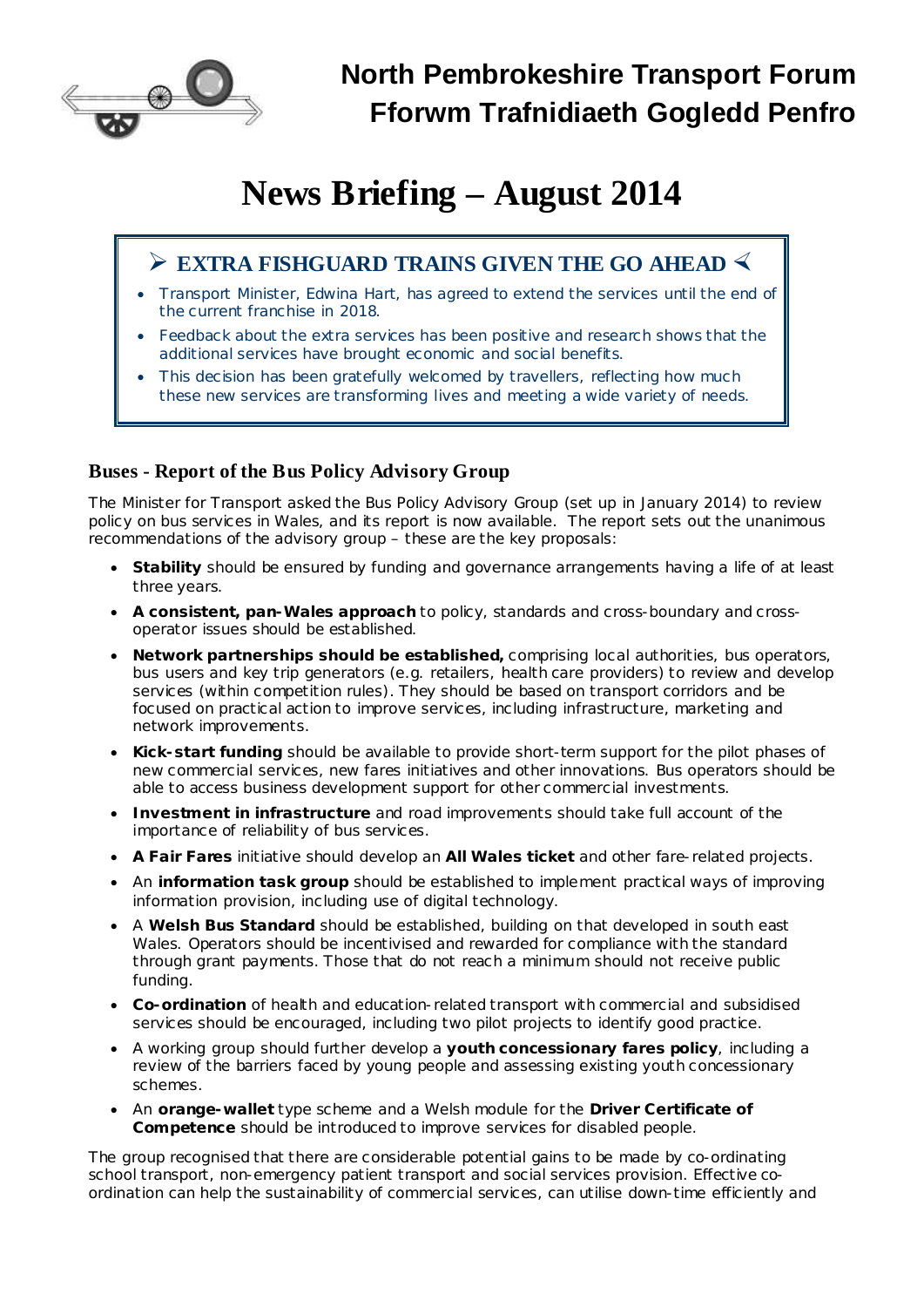# North Pembrokeshire Transport Forum
# Fforwm Trafnidiaeth Gogledd Penfro

# News Briefing – August 2014

## ➢ EXTRA FISHGUARD TRAINS GIVEN THE GO AHEAD ➣

- Transport Minister, Edwina Hart, has agreed to extend the services until the end of the current franchise in 2018.
- Feedback about the extra services has been positive and research shows that the additional services have brought economic and social benefits.
- This decision has been gratefully welcomed by travellers, reflecting how much these new services are transforming lives and meeting a wide variety of needs.

### Buses - Report of the Bus Policy Advisory Group

The Minister for Transport asked the Bus Policy Advisory Group (set up in January 2014) to review policy on bus services in Wales, and its report is now available. The report sets out the unanimous recommendations of the advisory group – these are the key proposals:

- **Stability** should be ensured by funding and governance arrangements having a life of at least three years.
- **A consistent, pan-Wales approach** to policy, standards and cross-boundary and cross-operator issues should be established.
- **Network partnerships should be established,** comprising local authorities, bus operators, bus users and key trip generators (e.g. retailers, health care providers) to review and develop services (within competition rules). They should be based on transport corridors and be focused on practical action to improve services, including infrastructure, marketing and network improvements.
- **Kick-start funding** should be available to provide short-term support for the pilot phases of new commercial services, new fares initiatives and other innovations. Bus operators should be able to access business development support for other commercial investments.
- **Investment in infrastructure** and road improvements should take full account of the importance of reliability of bus services.
- **A Fair Fares** initiative should develop an **All Wales ticket** and other fare-related projects.
- An **information task group** should be established to implement practical ways of improving information provision, including use of digital technology.
- A **Welsh Bus Standard** should be established, building on that developed in south east Wales. Operators should be incentivised and rewarded for compliance with the standard through grant payments. Those that do not reach a minimum should not receive public funding.
- **Co-ordination** of health and education-related transport with commercial and subsidised services should be encouraged, including two pilot projects to identify good practice.
- A working group should further develop a **youth concessionary fares policy**, including a review of the barriers faced by young people and assessing existing youth concessionary schemes.
- An **orange-wallet** type scheme and a Welsh module for the **Driver Certificate of Competence** should be introduced to improve services for disabled people.

The group recognised that there are considerable potential gains to be made by co-ordinating school transport, non-emergency patient transport and social services provision. Effective co-ordination can help the sustainability of commercial services, can utilise down-time efficiently and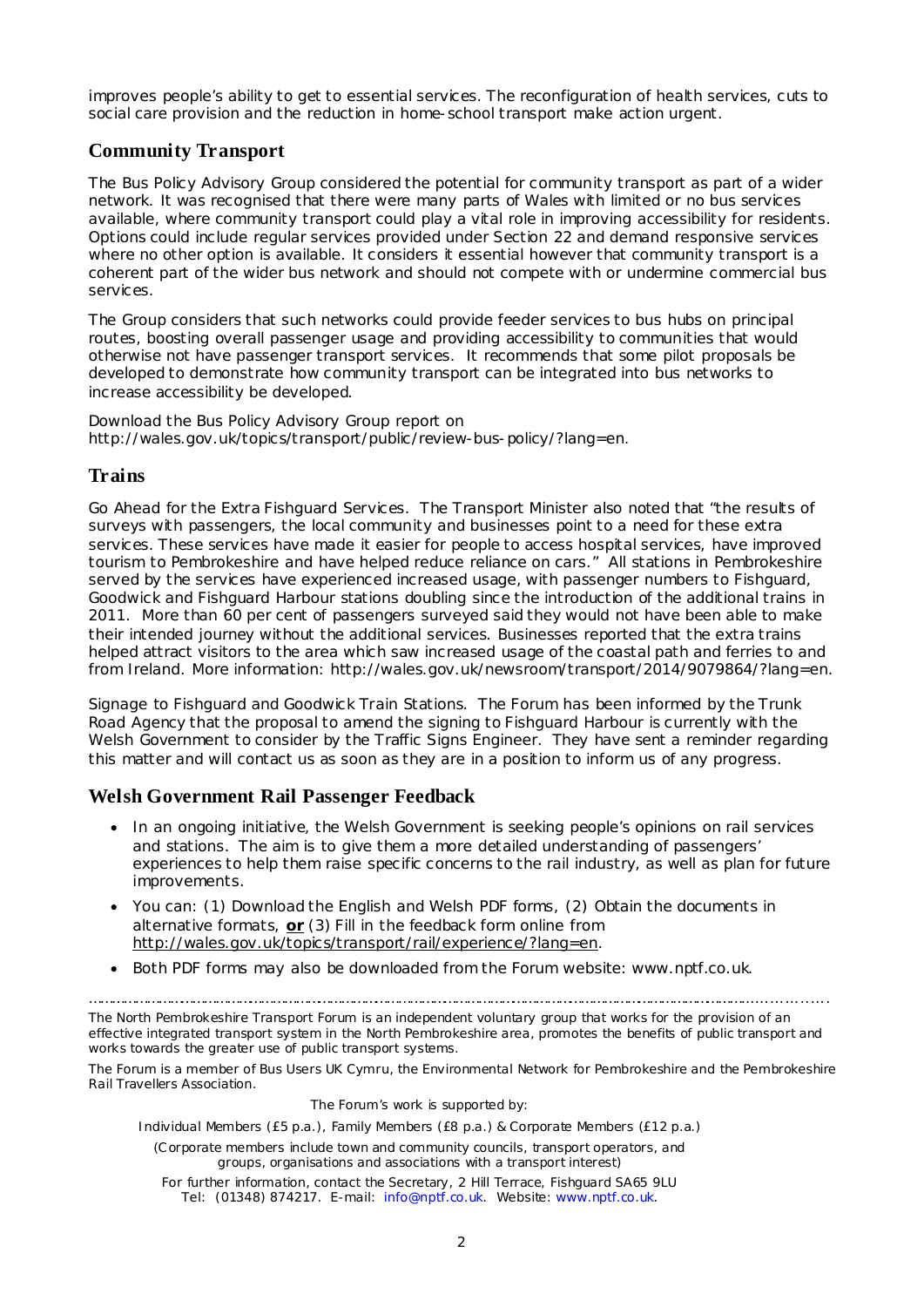improves people's ability to get to essential services. The reconfiguration of health services, cuts to social care provision and the reduction in home-school transport make action urgent.

## Community Transport

The Bus Policy Advisory Group considered the potential for community transport as part of a wider network. It was recognised that there were many parts of Wales with limited or no bus services available, where community transport could play a vital role in improving accessibility for residents. Options could include regular services provided under Section 22 and demand responsive services where no other option is available. It considers it essential however that community transport is a coherent part of the wider bus network and should not compete with or undermine commercial bus services.

The Group considers that such networks could provide feeder services to bus hubs on principal routes, boosting overall passenger usage and providing accessibility to communities that would otherwise not have passenger transport services. It recommends that some pilot proposals be developed to demonstrate how community transport can be integrated into bus networks to increase accessibility be developed.

Download the Bus Policy Advisory Group report on http://wales.gov.uk/topics/transport/public/review-bus-policy/?lang=en.

## Trains

Go Ahead for the Extra Fishguard Services. The Transport Minister also noted that "the results of surveys with passengers, the local community and businesses point to a need for these extra services. These services have made it easier for people to access hospital services, have improved tourism to Pembrokeshire and have helped reduce reliance on cars." All stations in Pembrokeshire served by the services have experienced increased usage, with passenger numbers to Fishguard, Goodwick and Fishguard Harbour stations doubling since the introduction of the additional trains in 2011. More than 60 per cent of passengers surveyed said they would not have been able to make their intended journey without the additional services. Businesses reported that the extra trains helped attract visitors to the area which saw increased usage of the coastal path and ferries to and from Ireland. More information: http://wales.gov.uk/newsroom/transport/2014/9079864/?lang=en.

Signage to Fishguard and Goodwick Train Stations. The Forum has been informed by the Trunk Road Agency that the proposal to amend the signing to Fishguard Harbour is currently with the Welsh Government to consider by the Traffic Signs Engineer. They have sent a reminder regarding this matter and will contact us as soon as they are in a position to inform us of any progress.

## Welsh Government Rail Passenger Feedback

- In an ongoing initiative, the Welsh Government is seeking people's opinions on rail services and stations. The aim is to give them a more detailed understanding of passengers' experiences to help them raise specific concerns to the rail industry, as well as plan for future improvements.
- You can: (1) Download the English and Welsh PDF forms, (2) Obtain the documents in alternative formats, **or** (3) Fill in the feedback form online from http://wales.gov.uk/topics/transport/rail/experience/?lang=en.
- Both PDF forms may also be downloaded from the Forum website: www.nptf.co.uk.

---

*The North Pembrokeshire Transport Forum is an independent voluntary group that works for the provision of an effective integrated transport system in the North Pembrokeshire area, promotes the benefits of public transport and works towards the greater use of public transport systems.*

*The Forum is a member of Bus Users UK Cymru, the Environmental Network for Pembrokeshire and the Pembrokeshire Rail Travellers Association.*

The Forum's work is supported by:

Individual Members (£5 p.a.), Family Members (£8 p.a.) & Corporate Members (£12 p.a.)

(Corporate members include town and community councils, transport operators, and groups, organisations and associations with a transport interest)

For further information, contact the Secretary, 2 Hill Terrace, Fishguard SA65 9LU
Tel: (01348) 874217. E-mail: info@nptf.co.uk. Website: www.nptf.co.uk.